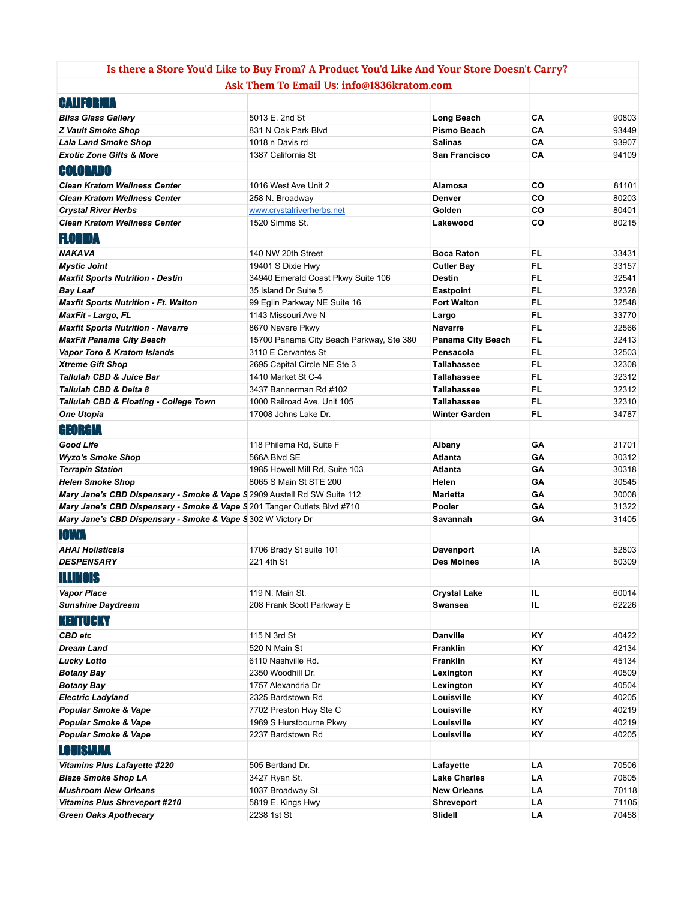**Is there a Store You'd Like to Buy From? A Product You'd Like And Your Store Doesn't Carry?**

**Ask Them To Email Us: info@1836kratom.com**

| | | | | |
|---|---|---|---|---|
| **CALIFORNIA** | | | | |
| ***Bliss Glass Gallery*** | 5013 E. 2nd St | **Long Beach** | **CA** | 90803 |
| ***Z Vault Smoke Shop*** | 831 N Oak Park Blvd | **Pismo Beach** | **CA** | 93449 |
| ***Lala Land Smoke Shop*** | 1018 n Davis rd | **Salinas** | **CA** | 93907 |
| ***Exotic Zone Gifts & More*** | 1387 California St | **San Francisco** | **CA** | 94109 |
| **COLORADO** | | | | |
| ***Clean Kratom Wellness Center*** | 1016 West Ave Unit 2 | **Alamosa** | **CO** | 81101 |
| ***Clean Kratom Wellness Center*** | 258 N. Broadway | **Denver** | **CO** | 80203 |
| ***Crystal River Herbs*** | www.crystalriverherbs.net | **Golden** | **CO** | 80401 |
| ***Clean Kratom Wellness Center*** | 1520 Simms St. | **Lakewood** | **CO** | 80215 |
| **FLORIDA** | | | | |
| ***NAKAVA*** | 140 NW 20th Street | **Boca Raton** | **FL** | 33431 |
| ***Mystic Joint*** | 19401 S Dixie Hwy | **Cutler Bay** | **FL** | 33157 |
| ***Maxfit Sports Nutrition - Destin*** | 34940 Emerald Coast Pkwy Suite 106 | **Destin** | **FL** | 32541 |
| ***Bay Leaf*** | 35 Island Dr Suite 5 | **Eastpoint** | **FL** | 32328 |
| ***Maxfit Sports Nutrition - Ft. Walton*** | 99 Eglin Parkway NE Suite 16 | **Fort Walton** | **FL** | 32548 |
| ***MaxFit - Largo, FL*** | 1143 Missouri Ave N | **Largo** | **FL** | 33770 |
| ***Maxfit Sports Nutrition - Navarre*** | 8670 Navare Pkwy | **Navarre** | **FL** | 32566 |
| ***MaxFit Panama City Beach*** | 15700 Panama City Beach Parkway, Ste 380 | **Panama City Beach** | **FL** | 32413 |
| ***Vapor Toro & Kratom Islands*** | 3110 E Cervantes St | **Pensacola** | **FL** | 32503 |
| ***Xtreme Gift Shop*** | 2695 Capital Circle NE Ste 3 | **Tallahassee** | **FL** | 32308 |
| ***Tallulah CBD & Juice Bar*** | 1410 Market St C-4 | **Tallahassee** | **FL** | 32312 |
| ***Tallulah CBD & Delta 8*** | 3437 Bannerman Rd #102 | **Tallahassee** | **FL** | 32312 |
| ***Tallulah CBD & Floating - College Town*** | 1000 Railroad Ave. Unit 105 | **Tallahassee** | **FL** | 32310 |
| ***One Utopia*** | 17008 Johns Lake Dr. | **Winter Garden** | **FL** | 34787 |
| **GEORGIA** | | | | |
| ***Good Life*** | 118 Philema Rd, Suite F | **Albany** | **GA** | 31701 |
| ***Wyzo's Smoke Shop*** | 566A Blvd SE | **Atlanta** | **GA** | 30312 |
| ***Terrapin Station*** | 1985 Howell Mill Rd, Suite 103 | **Atlanta** | **GA** | 30318 |
| ***Helen Smoke Shop*** | 8065 S Main St STE 200 | **Helen** | **GA** | 30545 |
| ***Mary Jane's CBD Dispensary - Smoke & Vape S*** | 2909 Austell Rd SW Suite 112 | **Marietta** | **GA** | 30008 |
| ***Mary Jane's CBD Dispensary - Smoke & Vape S*** | 201 Tanger Outlets Blvd #710 | **Pooler** | **GA** | 31322 |
| ***Mary Jane's CBD Dispensary - Smoke & Vape S*** | 302 W Victory Dr | **Savannah** | **GA** | 31405 |
| **IOWA** | | | | |
| ***AHA! Holisticals*** | 1706 Brady St suite 101 | **Davenport** | **IA** | 52803 |
| ***DESPENSARY*** | 221 4th St | **Des Moines** | **IA** | 50309 |
| **ILLINOIS** | | | | |
| ***Vapor Place*** | 119 N. Main St. | **Crystal Lake** | **IL** | 60014 |
| ***Sunshine Daydream*** | 208 Frank Scott Parkway E | **Swansea** | **IL** | 62226 |
| **KENTUCKY** | | | | |
| ***CBD etc*** | 115 N 3rd St | **Danville** | **KY** | 40422 |
| ***Dream Land*** | 520 N Main St | **Franklin** | **KY** | 42134 |
| ***Lucky Lotto*** | 6110 Nashville Rd. | **Franklin** | **KY** | 45134 |
| ***Botany Bay*** | 2350 Woodhill Dr. | **Lexington** | **KY** | 40509 |
| ***Botany Bay*** | 1757 Alexandria Dr | **Lexington** | **KY** | 40504 |
| ***Electric Ladyland*** | 2325 Bardstown Rd | **Louisville** | **KY** | 40205 |
| ***Popular Smoke & Vape*** | 7702 Preston Hwy Ste C | **Louisville** | **KY** | 40219 |
| ***Popular Smoke & Vape*** | 1969 S Hurstbourne Pkwy | **Louisville** | **KY** | 40219 |
| ***Popular Smoke & Vape*** | 2237 Bardstown Rd | **Louisville** | **KY** | 40205 |
| **LOUISIANA** | | | | |
| ***Vitamins Plus Lafayette #220*** | 505 Bertland Dr. | **Lafayette** | **LA** | 70506 |
| ***Blaze Smoke Shop LA*** | 3427 Ryan St. | **Lake Charles** | **LA** | 70605 |
| ***Mushroom New Orleans*** | 1037 Broadway St. | **New Orleans** | **LA** | 70118 |
| ***Vitamins Plus Shreveport #210*** | 5819 E. Kings Hwy | **Shreveport** | **LA** | 71105 |
| ***Green Oaks Apothecary*** | 2238 1st St | **Slidell** | **LA** | 70458 |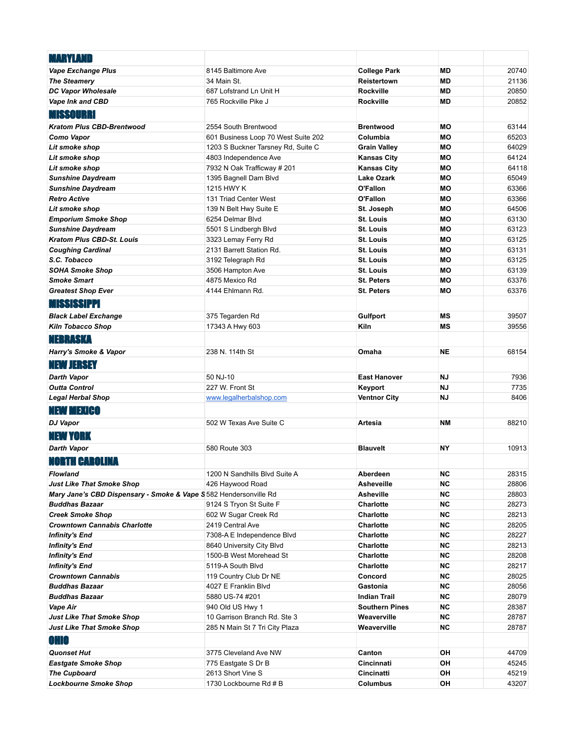| MARYLAND | | | | |
|---|---|---|---|---|
| ***Vape Exchange Plus*** | 8145 Baltimore Ave | **College Park** | **MD** | 20740 |
| ***The Steamery*** | 34 Main St. | **Reistertown** | **MD** | 21136 |
| ***DC Vapor Wholesale*** | 687 Lofstrand Ln Unit H | **Rockville** | **MD** | 20850 |
| ***Vape Ink and CBD*** | 765 Rockville Pike J | **Rockville** | **MD** | 20852 |
| **MISSOURI** | | | | |
| ***Kratom Plus CBD-Brentwood*** | 2554 South Brentwood | **Brentwood** | **MO** | 63144 |
| ***Como Vapor*** | 601 Business Loop 70 West Suite 202 | **Columbia** | **MO** | 65203 |
| ***Lit smoke shop*** | 1203 S Buckner Tarsney Rd, Suite C | **Grain Valley** | **MO** | 64029 |
| ***Lit smoke shop*** | 4803 Independence Ave | **Kansas City** | **MO** | 64124 |
| ***Lit smoke shop*** | 7932 N Oak Trafficway # 201 | **Kansas City** | **MO** | 64118 |
| ***Sunshine Daydream*** | 1395 Bagnell Dam Blvd | **Lake Ozark** | **MO** | 65049 |
| ***Sunshine Daydream*** | 1215 HWY K | **O'Fallon** | **MO** | 63366 |
| ***Retro Active*** | 131 Triad Center West | **O'Fallon** | **MO** | 63366 |
| ***Lit smoke shop*** | 139 N Belt Hwy Suite E | **St. Joseph** | **MO** | 64506 |
| ***Emporium Smoke Shop*** | 6254 Delmar Blvd | **St. Louis** | **MO** | 63130 |
| ***Sunshine Daydream*** | 5501 S Lindbergh Blvd | **St. Louis** | **MO** | 63123 |
| ***Kratom Plus CBD-St. Louis*** | 3323 Lemay Ferry Rd | **St. Louis** | **MO** | 63125 |
| ***Coughing Cardinal*** | 2131 Barrett Station Rd. | **St. Louis** | **MO** | 63131 |
| ***S.C. Tobacco*** | 3192 Telegraph Rd | **St. Louis** | **MO** | 63125 |
| ***SOHA Smoke Shop*** | 3506 Hampton Ave | **St. Louis** | **MO** | 63139 |
| ***Smoke Smart*** | 4875 Mexico Rd | **St. Peters** | **MO** | 63376 |
| ***Greatest Shop Ever*** | 4144 Ehlmann Rd. | **St. Peters** | **MO** | 63376 |
| **MISSISSIPPI** | | | | |
| ***Black Label Exchange*** | 375 Tegarden Rd | **Gulfport** | **MS** | 39507 |
| ***Kiln Tobacco Shop*** | 17343 A Hwy 603 | **Kiln** | **MS** | 39556 |
| **NEBRASKA** | | | | |
| ***Harry's Smoke & Vapor*** | 238 N. 114th St | **Omaha** | **NE** | 68154 |
| **NEW JERSEY** | | | | |
| ***Darth Vapor*** | 50 NJ-10 | **East Hanover** | **NJ** | 7936 |
| ***Outta Control*** | 227 W. Front St | **Keyport** | **NJ** | 7735 |
| ***Legal Herbal Shop*** | www.legalherbalshop.com | **Ventnor City** | **NJ** | 8406 |
| **NEW MEXICO** | | | | |
| ***DJ Vapor*** | 502 W Texas Ave Suite C | **Artesia** | **NM** | 88210 |
| **NEW YORK** | | | | |
| ***Darth Vapor*** | 580 Route 303 | **Blauvelt** | **NY** | 10913 |
| **NORTH CAROLINA** | | | | |
| ***Flowland*** | 1200 N Sandhills Blvd Suite A | **Aberdeen** | **NC** | 28315 |
| ***Just Like That Smoke Shop*** | 426 Haywood Road | **Asheveille** | **NC** | 28806 |
| ***Mary Jane's CBD Dispensary - Smoke & Vape S*** | 582 Hendersonville Rd | **Asheville** | **NC** | 28803 |
| ***Buddhas Bazaar*** | 9124 S Tryon St Suite F | **Charlotte** | **NC** | 28273 |
| ***Creek Smoke Shop*** | 602 W Sugar Creek Rd | **Charlotte** | **NC** | 28213 |
| ***Crowntown Cannabis Charlotte*** | 2419 Central Ave | **Charlotte** | **NC** | 28205 |
| ***Infinity's End*** | 7308-A E Independence Blvd | **Charlotte** | **NC** | 28227 |
| ***Infinity's End*** | 8640 University City Blvd | **Charlotte** | **NC** | 28213 |
| ***Infinity's End*** | 1500-B West Morehead St | **Charlotte** | **NC** | 28208 |
| ***Infinity's End*** | 5119-A South Blvd | **Charlotte** | **NC** | 28217 |
| ***Crowntown Cannabis*** | 119 Country Club Dr NE | **Concord** | **NC** | 28025 |
| ***Buddhas Bazaar*** | 4027 E Franklin Blvd | **Gastonia** | **NC** | 28056 |
| ***Buddhas Bazaar*** | 5880 US-74 #201 | **Indian Trail** | **NC** | 28079 |
| ***Vape Air*** | 940 Old US Hwy 1 | **Southern Pines** | **NC** | 28387 |
| ***Just Like That Smoke Shop*** | 10 Garrison Branch Rd. Ste 3 | **Weaverville** | **NC** | 28787 |
| ***Just Like That Smoke Shop*** | 285 N Main St 7 Tri City Plaza | **Weaverville** | **NC** | 28787 |
| **OHIO** | | | | |
| ***Quonset Hut*** | 3775 Cleveland Ave NW | **Canton** | **OH** | 44709 |
| ***Eastgate Smoke Shop*** | 775 Eastgate S Dr B | **Cincinnati** | **OH** | 45245 |
| ***The Cupboard*** | 2613 Short Vine S | **Cincinatti** | **OH** | 45219 |
| ***Lockbourne Smoke Shop*** | 1730 Lockbourne Rd # B | **Columbus** | **OH** | 43207 |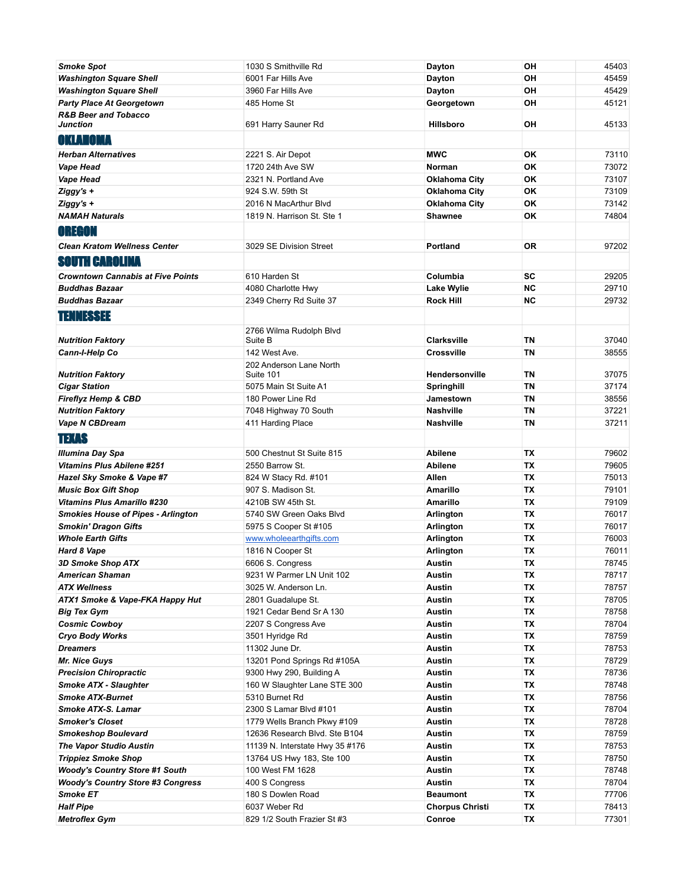| | | | | |
|---|---|---|---|---|
| ***Smoke Spot*** | 1030 S Smithville Rd | **Dayton** | **OH** | 45403 |
| ***Washington Square Shell*** | 6001 Far Hills Ave | **Dayton** | **OH** | 45459 |
| ***Washington Square Shell*** | 3960 Far Hills Ave | **Dayton** | **OH** | 45429 |
| ***Party Place At Georgetown*** | 485 Home St | **Georgetown** | **OH** | 45121 |
| ***R&B Beer and Tobacco Junction*** | 691 Harry Sauner Rd | **Hillsboro** | **OH** | 45133 |
| **OKLAHOMA** | | | | |
| ***Herban Alternatives*** | 2221 S. Air Depot | **MWC** | **OK** | 73110 |
| ***Vape Head*** | 1720 24th Ave SW | **Norman** | **OK** | 73072 |
| ***Vape Head*** | 2321 N. Portland Ave | **Oklahoma City** | **OK** | 73107 |
| ***Ziggy's +*** | 924 S.W. 59th St | **Oklahoma City** | **OK** | 73109 |
| ***Ziggy's +*** | 2016 N MacArthur Blvd | **Oklahoma City** | **OK** | 73142 |
| ***NAMAH Naturals*** | 1819 N. Harrison St. Ste 1 | **Shawnee** | **OK** | 74804 |
| **OREGON** | | | | |
| ***Clean Kratom Wellness Center*** | 3029 SE Division Street | **Portland** | **OR** | 97202 |
| **SOUTH CAROLINA** | | | | |
| ***Crowntown Cannabis at Five Points*** | 610 Harden St | **Columbia** | **SC** | 29205 |
| ***Buddhas Bazaar*** | 4080 Charlotte Hwy | **Lake Wylie** | **NC** | 29710 |
| ***Buddhas Bazaar*** | 2349 Cherry Rd Suite 37 | **Rock Hill** | **NC** | 29732 |
| **TENNESSEE** | | | | |
| ***Nutrition Faktory*** | 2766 Wilma Rudolph Blvd Suite B | **Clarksville** | **TN** | 37040 |
| ***Cann-I-Help Co*** | 142 West Ave. | **Crossville** | **TN** | 38555 |
| ***Nutrition Faktory*** | 202 Anderson Lane North Suite 101 | **Hendersonville** | **TN** | 37075 |
| ***Cigar Station*** | 5075 Main St Suite A1 | **Springhill** | **TN** | 37174 |
| ***Fireflyz Hemp & CBD*** | 180 Power Line Rd | **Jamestown** | **TN** | 38556 |
| ***Nutrition Faktory*** | 7048 Highway 70 South | **Nashville** | **TN** | 37221 |
| ***Vape N CBDream*** | 411 Harding Place | **Nashville** | **TN** | 37211 |
| **TEXAS** | | | | |
| ***Illumina Day Spa*** | 500 Chestnut St Suite 815 | **Abilene** | **TX** | 79602 |
| ***Vitamins Plus Abilene #251*** | 2550 Barrow St. | **Abilene** | **TX** | 79605 |
| ***Hazel Sky Smoke & Vape #7*** | 824 W Stacy Rd. #101 | **Allen** | **TX** | 75013 |
| ***Music Box Gift Shop*** | 907 S. Madison St. | **Amarillo** | **TX** | 79101 |
| ***Vitamins Plus Amarillo #230*** | 4210B SW 45th St. | **Amarillo** | **TX** | 79109 |
| ***Smokies House of Pipes - Arlington*** | 5740 SW Green Oaks Blvd | **Arlington** | **TX** | 76017 |
| ***Smokin' Dragon Gifts*** | 5975 S Cooper St #105 | **Arlington** | **TX** | 76017 |
| ***Whole Earth Gifts*** | www.wholeearthgifts.com | **Arlington** | **TX** | 76003 |
| ***Hard 8 Vape*** | 1816 N Cooper St | **Arlington** | **TX** | 76011 |
| ***3D Smoke Shop ATX*** | 6606 S. Congress | **Austin** | **TX** | 78745 |
| ***American Shaman*** | 9231 W Parmer LN Unit 102 | **Austin** | **TX** | 78717 |
| ***ATX Wellness*** | 3025 W. Anderson Ln. | **Austin** | **TX** | 78757 |
| ***ATX1 Smoke & Vape-FKA Happy Hut*** | 2801 Guadalupe St. | **Austin** | **TX** | 78705 |
| ***Big Tex Gym*** | 1921 Cedar Bend Sr A 130 | **Austin** | **TX** | 78758 |
| ***Cosmic Cowboy*** | 2207 S Congress Ave | **Austin** | **TX** | 78704 |
| ***Cryo Body Works*** | 3501 Hyridge Rd | **Austin** | **TX** | 78759 |
| ***Dreamers*** | 11302 June Dr. | **Austin** | **TX** | 78753 |
| ***Mr. Nice Guys*** | 13201 Pond Springs Rd #105A | **Austin** | **TX** | 78729 |
| ***Precision Chiropractic*** | 9300 Hwy 290, Building A | **Austin** | **TX** | 78736 |
| ***Smoke ATX - Slaughter*** | 160 W Slaughter Lane STE 300 | **Austin** | **TX** | 78748 |
| ***Smoke ATX-Burnet*** | 5310 Burnet Rd | **Austin** | **TX** | 78756 |
| ***Smoke ATX-S. Lamar*** | 2300 S Lamar Blvd #101 | **Austin** | **TX** | 78704 |
| ***Smoker's Closet*** | 1779 Wells Branch Pkwy #109 | **Austin** | **TX** | 78728 |
| ***Smokeshop Boulevard*** | 12636 Research Blvd. Ste B104 | **Austin** | **TX** | 78759 |
| ***The Vapor Studio Austin*** | 11139 N. Interstate Hwy 35 #176 | **Austin** | **TX** | 78753 |
| ***Trippiez Smoke Shop*** | 13764 US Hwy 183, Ste 100 | **Austin** | **TX** | 78750 |
| ***Woody's Country Store #1 South*** | 100 West FM 1628 | **Austin** | **TX** | 78748 |
| ***Woody's Country Store #3 Congress*** | 400 S Congress | **Austin** | **TX** | 78704 |
| ***Smoke ET*** | 180 S Dowlen Road | **Beaumont** | **TX** | 77706 |
| ***Half Pipe*** | 6037 Weber Rd | **Chorpus Christi** | **TX** | 78413 |
| ***Metroflex Gym*** | 829 1/2 South Frazier St #3 | **Conroe** | **TX** | 77301 |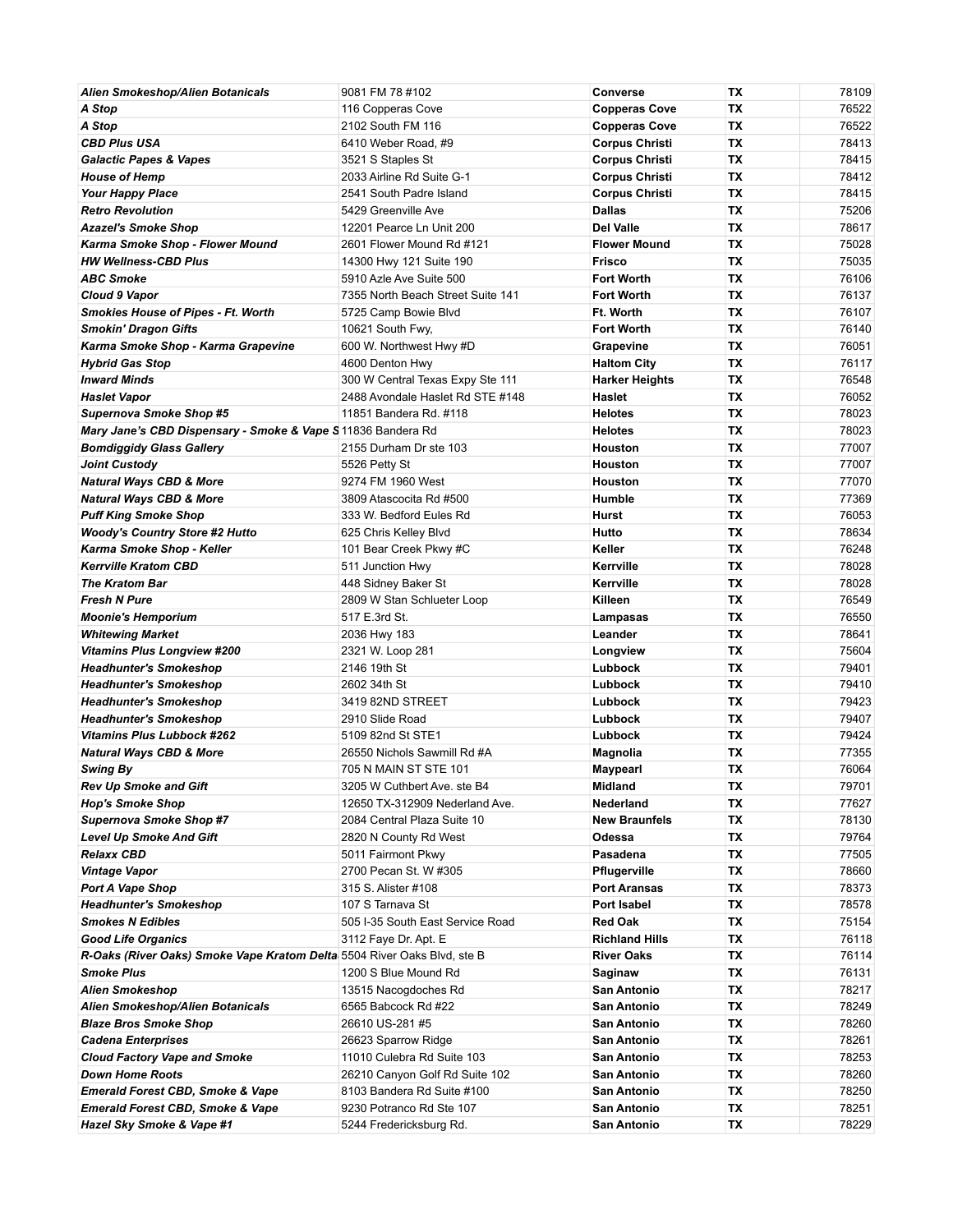| *Alien Smokeshop/Alien Botanicals* | 9081 FM 78 #102 | **Converse** | **TX** | 78109 |
|---|---|---|---|---|
| *A Stop* | 116 Copperas Cove | **Copperas Cove** | **TX** | 76522 |
| *A Stop* | 2102 South FM 116 | **Copperas Cove** | **TX** | 76522 |
| *CBD Plus USA* | 6410 Weber Road, #9 | **Corpus Christi** | **TX** | 78413 |
| *Galactic Papes & Vapes* | 3521 S Staples St | **Corpus Christi** | **TX** | 78415 |
| *House of Hemp* | 2033 Airline Rd Suite G-1 | **Corpus Christi** | **TX** | 78412 |
| *Your Happy Place* | 2541 South Padre Island | **Corpus Christi** | **TX** | 78415 |
| *Retro Revolution* | 5429 Greenville Ave | **Dallas** | **TX** | 75206 |
| *Azazel's Smoke Shop* | 12201 Pearce Ln Unit 200 | **Del Valle** | **TX** | 78617 |
| *Karma Smoke Shop - Flower Mound* | 2601 Flower Mound Rd #121 | **Flower Mound** | **TX** | 75028 |
| *HW Wellness-CBD Plus* | 14300 Hwy 121 Suite 190 | **Frisco** | **TX** | 75035 |
| *ABC Smoke* | 5910 Azle Ave Suite 500 | **Fort Worth** | **TX** | 76106 |
| *Cloud 9 Vapor* | 7355 North Beach Street Suite 141 | **Fort Worth** | **TX** | 76137 |
| *Smokies House of Pipes - Ft. Worth* | 5725 Camp Bowie Blvd | **Ft. Worth** | **TX** | 76107 |
| *Smokin' Dragon Gifts* | 10621 South Fwy, | **Fort Worth** | **TX** | 76140 |
| *Karma Smoke Shop - Karma Grapevine* | 600 W. Northwest Hwy #D | **Grapevine** | **TX** | 76051 |
| *Hybrid Gas Stop* | 4600 Denton Hwy | **Haltom City** | **TX** | 76117 |
| *Inward Minds* | 300 W Central Texas Expy Ste 111 | **Harker Heights** | **TX** | 76548 |
| *Haslet Vapor* | 2488 Avondale Haslet Rd STE #148 | **Haslet** | **TX** | 76052 |
| *Supernova Smoke Shop #5* | 11851 Bandera Rd. #118 | **Helotes** | **TX** | 78023 |
| *Mary Jane's CBD Dispensary - Smoke & Vape S* | 11836 Bandera Rd | **Helotes** | **TX** | 78023 |
| *Bomdiggidy Glass Gallery* | 2155 Durham Dr ste 103 | **Houston** | **TX** | 77007 |
| *Joint Custody* | 5526 Petty St | **Houston** | **TX** | 77007 |
| *Natural Ways CBD & More* | 9274 FM 1960 West | **Houston** | **TX** | 77070 |
| *Natural Ways CBD & More* | 3809 Atascocita Rd #500 | **Humble** | **TX** | 77369 |
| *Puff King Smoke Shop* | 333 W. Bedford Eules Rd | **Hurst** | **TX** | 76053 |
| *Woody's Country Store #2 Hutto* | 625 Chris Kelley Blvd | **Hutto** | **TX** | 78634 |
| *Karma Smoke Shop - Keller* | 101 Bear Creek Pkwy #C | **Keller** | **TX** | 76248 |
| *Kerrville Kratom CBD* | 511 Junction Hwy | **Kerrville** | **TX** | 78028 |
| *The Kratom Bar* | 448 Sidney Baker St | **Kerrville** | **TX** | 78028 |
| *Fresh N Pure* | 2809 W Stan Schlueter Loop | **Killeen** | **TX** | 76549 |
| *Moonie's Hemporium* | 517 E.3rd St. | **Lampasas** | **TX** | 76550 |
| *Whitewing Market* | 2036 Hwy 183 | **Leander** | **TX** | 78641 |
| *Vitamins Plus Longview #200* | 2321 W. Loop 281 | **Longview** | **TX** | 75604 |
| *Headhunter's Smokeshop* | 2146 19th St | **Lubbock** | **TX** | 79401 |
| *Headhunter's Smokeshop* | 2602 34th St | **Lubbock** | **TX** | 79410 |
| *Headhunter's Smokeshop* | 3419 82ND STREET | **Lubbock** | **TX** | 79423 |
| *Headhunter's Smokeshop* | 2910 Slide Road | **Lubbock** | **TX** | 79407 |
| *Vitamins Plus Lubbock #262* | 5109 82nd St STE1 | **Lubbock** | **TX** | 79424 |
| *Natural Ways CBD & More* | 26550 Nichols Sawmill Rd #A | **Magnolia** | **TX** | 77355 |
| *Swing By* | 705 N MAIN ST STE 101 | **Maypearl** | **TX** | 76064 |
| *Rev Up Smoke and Gift* | 3205 W Cuthbert Ave. ste B4 | **Midland** | **TX** | 79701 |
| *Hop's Smoke Shop* | 12650 TX-312909 Nederland Ave. | **Nederland** | **TX** | 77627 |
| *Supernova Smoke Shop #7* | 2084 Central Plaza Suite 10 | **New Braunfels** | **TX** | 78130 |
| *Level Up Smoke And Gift* | 2820 N County Rd West | **Odessa** | **TX** | 79764 |
| *Relaxx CBD* | 5011 Fairmont Pkwy | **Pasadena** | **TX** | 77505 |
| *Vintage Vapor* | 2700 Pecan St. W #305 | **Pflugerville** | **TX** | 78660 |
| *Port A Vape Shop* | 315 S. Alister #108 | **Port Aransas** | **TX** | 78373 |
| *Headhunter's Smokeshop* | 107 S Tarnava St | **Port Isabel** | **TX** | 78578 |
| *Smokes N Edibles* | 505 I-35 South East Service Road | **Red Oak** | **TX** | 75154 |
| *Good Life Organics* | 3112 Faye Dr. Apt. E | **Richland Hills** | **TX** | 76118 |
| *R-Oaks (River Oaks) Smoke Vape Kratom Delta* | 5504 River Oaks Blvd, ste B | **River Oaks** | **TX** | 76114 |
| *Smoke Plus* | 1200 S Blue Mound Rd | **Saginaw** | **TX** | 76131 |
| *Alien Smokeshop* | 13515 Nacogdoches Rd | **San Antonio** | **TX** | 78217 |
| *Alien Smokeshop/Alien Botanicals* | 6565 Babcock Rd #22 | **San Antonio** | **TX** | 78249 |
| *Blaze Bros Smoke Shop* | 26610 US-281 #5 | **San Antonio** | **TX** | 78260 |
| *Cadena Enterprises* | 26623 Sparrow Ridge | **San Antonio** | **TX** | 78261 |
| *Cloud Factory Vape and Smoke* | 11010 Culebra Rd Suite 103 | **San Antonio** | **TX** | 78253 |
| *Down Home Roots* | 26210 Canyon Golf Rd Suite 102 | **San Antonio** | **TX** | 78260 |
| *Emerald Forest CBD, Smoke & Vape* | 8103 Bandera Rd Suite #100 | **San Antonio** | **TX** | 78250 |
| *Emerald Forest CBD, Smoke & Vape* | 9230 Potranco Rd Ste 107 | **San Antonio** | **TX** | 78251 |
| *Hazel Sky Smoke & Vape #1* | 5244 Fredericksburg Rd. | **San Antonio** | **TX** | 78229 |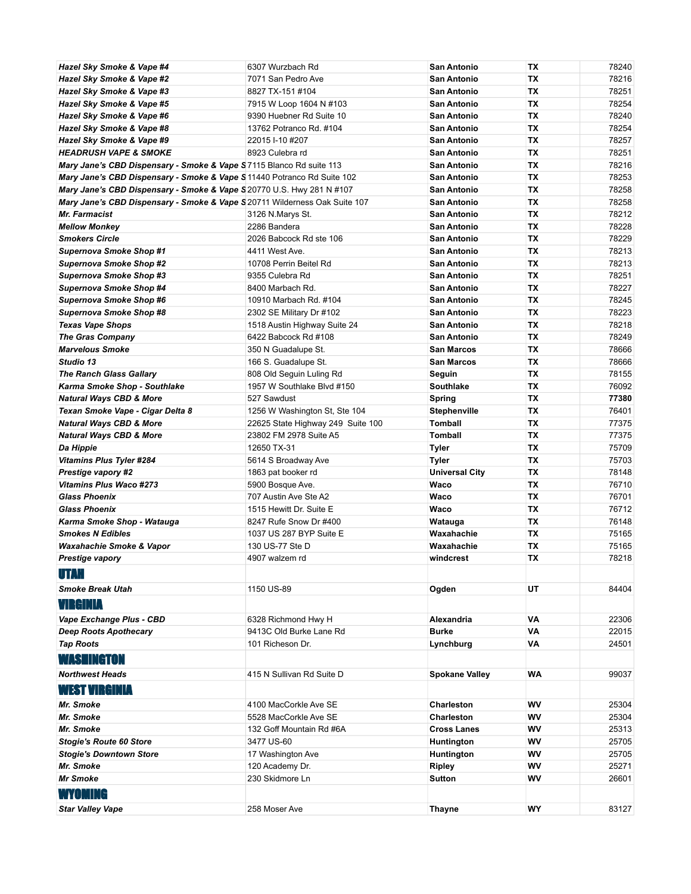| | | | | |
|---|---|---|---|---|
| ***Hazel Sky Smoke & Vape #4*** | 6307 Wurzbach Rd | **San Antonio** | **TX** | 78240 |
| ***Hazel Sky Smoke & Vape #2*** | 7071 San Pedro Ave | **San Antonio** | **TX** | 78216 |
| ***Hazel Sky Smoke & Vape #3*** | 8827 TX-151 #104 | **San Antonio** | **TX** | 78251 |
| ***Hazel Sky Smoke & Vape #5*** | 7915 W Loop 1604 N #103 | **San Antonio** | **TX** | 78254 |
| ***Hazel Sky Smoke & Vape #6*** | 9390 Huebner Rd Suite 10 | **San Antonio** | **TX** | 78240 |
| ***Hazel Sky Smoke & Vape #8*** | 13762 Potranco Rd. #104 | **San Antonio** | **TX** | 78254 |
| ***Hazel Sky Smoke & Vape #9*** | 22015 I-10 #207 | **San Antonio** | **TX** | 78257 |
| ***HEADRUSH VAPE & SMOKE*** | 8923 Culebra rd | **San Antonio** | **TX** | 78251 |
| ***Mary Jane's CBD Dispensary - Smoke & Vape S*** | 7115 Blanco Rd suite 113 | **San Antonio** | **TX** | 78216 |
| ***Mary Jane's CBD Dispensary - Smoke & Vape S*** | 11440 Potranco Rd Suite 102 | **San Antonio** | **TX** | 78253 |
| ***Mary Jane's CBD Dispensary - Smoke & Vape S*** | 20770 U.S. Hwy 281 N #107 | **San Antonio** | **TX** | 78258 |
| ***Mary Jane's CBD Dispensary - Smoke & Vape S*** | 20711 Wilderness Oak Suite 107 | **San Antonio** | **TX** | 78258 |
| ***Mr. Farmacist*** | 3126 N.Marys St. | **San Antonio** | **TX** | 78212 |
| ***Mellow Monkey*** | 2286 Bandera | **San Antonio** | **TX** | 78228 |
| ***Smokers Circle*** | 2026 Babcock Rd ste 106 | **San Antonio** | **TX** | 78229 |
| ***Supernova Smoke Shop #1*** | 4411 West Ave. | **San Antonio** | **TX** | 78213 |
| ***Supernova Smoke Shop #2*** | 10708 Perrin Beitel Rd | **San Antonio** | **TX** | 78213 |
| ***Supernova Smoke Shop #3*** | 9355 Culebra Rd | **San Antonio** | **TX** | 78251 |
| ***Supernova Smoke Shop #4*** | 8400 Marbach Rd. | **San Antonio** | **TX** | 78227 |
| ***Supernova Smoke Shop #6*** | 10910 Marbach Rd. #104 | **San Antonio** | **TX** | 78245 |
| ***Supernova Smoke Shop #8*** | 2302 SE Military Dr #102 | **San Antonio** | **TX** | 78223 |
| ***Texas Vape Shops*** | 1518 Austin Highway Suite 24 | **San Antonio** | **TX** | 78218 |
| ***The Gras Company*** | 6422 Babcock Rd #108 | **San Antonio** | **TX** | 78249 |
| ***Marvelous Smoke*** | 350 N Guadalupe St. | **San Marcos** | **TX** | 78666 |
| ***Studio 13*** | 166 S. Guadalupe St. | **San Marcos** | **TX** | 78666 |
| ***The Ranch Glass Gallary*** | 808 Old Seguin Luling Rd | **Seguin** | **TX** | 78155 |
| ***Karma Smoke Shop - Southlake*** | 1957 W Southlake Blvd #150 | **Southlake** | **TX** | 76092 |
| ***Natural Ways CBD & More*** | 527 Sawdust | **Spring** | **TX** | **77380** |
| ***Texan Smoke Vape - Cigar Delta 8*** | 1256 W Washington St, Ste 104 | **Stephenville** | **TX** | 76401 |
| ***Natural Ways CBD & More*** | 22625 State Highway 249 Suite 100 | **Tomball** | **TX** | 77375 |
| ***Natural Ways CBD & More*** | 23802 FM 2978 Suite A5 | **Tomball** | **TX** | 77375 |
| ***Da Hippie*** | 12650 TX-31 | **Tyler** | **TX** | 75709 |
| ***Vitamins Plus Tyler #284*** | 5614 S Broadway Ave | **Tyler** | **TX** | 75703 |
| ***Prestige vapory #2*** | 1863 pat booker rd | **Universal City** | **TX** | 78148 |
| ***Vitamins Plus Waco #273*** | 5900 Bosque Ave. | **Waco** | **TX** | 76710 |
| ***Glass Phoenix*** | 707 Austin Ave Ste A2 | **Waco** | **TX** | 76701 |
| ***Glass Phoenix*** | 1515 Hewitt Dr. Suite E | **Waco** | **TX** | 76712 |
| ***Karma Smoke Shop - Watauga*** | 8247 Rufe Snow Dr #400 | **Watauga** | **TX** | 76148 |
| ***Smokes N Edibles*** | 1037 US 287 BYP Suite E | **Waxahachie** | **TX** | 75165 |
| ***Waxahachie Smoke & Vapor*** | 130 US-77 Ste D | **Waxahachie** | **TX** | 75165 |
| ***Prestige vapory*** | 4907 walzem rd | **windcrest** | **TX** | 78218 |
| **UTAH** | | | | |
| ***Smoke Break Utah*** | 1150 US-89 | **Ogden** | **UT** | 84404 |
| **VIRGINIA** | | | | |
| ***Vape Exchange Plus - CBD*** | 6328 Richmond Hwy H | **Alexandria** | **VA** | 22306 |
| ***Deep Roots Apothecary*** | 9413C Old Burke Lane Rd | **Burke** | **VA** | 22015 |
| ***Tap Roots*** | 101 Richeson Dr. | **Lynchburg** | **VA** | 24501 |
| **WASHINGTON** | | | | |
| ***Northwest Heads*** | 415 N Sullivan Rd Suite D | **Spokane Valley** | **WA** | 99037 |
| **WEST VIRGINIA** | | | | |
| ***Mr. Smoke*** | 4100 MacCorkle Ave SE | **Charleston** | **WV** | 25304 |
| ***Mr. Smoke*** | 5528 MacCorkle Ave SE | **Charleston** | **WV** | 25304 |
| ***Mr. Smoke*** | 132 Goff Mountain Rd #6A | **Cross Lanes** | **WV** | 25313 |
| ***Stogie's Route 60 Store*** | 3477 US-60 | **Huntington** | **WV** | 25705 |
| ***Stogie's Downtown Store*** | 17 Washington Ave | **Huntington** | **WV** | 25705 |
| ***Mr. Smoke*** | 120 Academy Dr. | **Ripley** | **WV** | 25271 |
| ***Mr Smoke*** | 230 Skidmore Ln | **Sutton** | **WV** | 26601 |
| **WYOMING** | | | | |
| ***Star Valley Vape*** | 258 Moser Ave | **Thayne** | **WY** | 83127 |